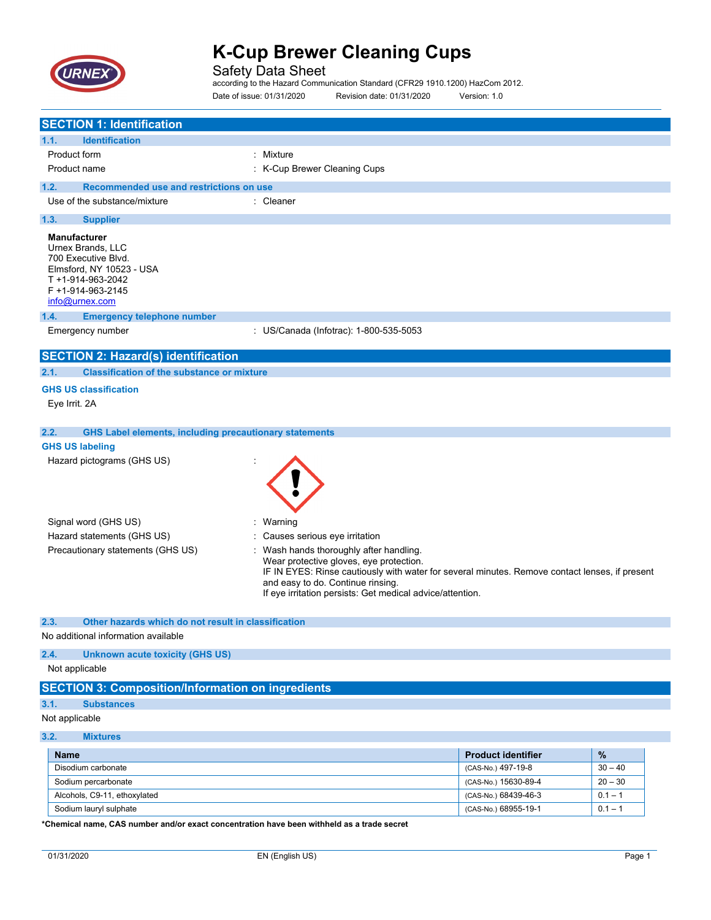# K-Cup Brewer Cleaning Cups

Safety Data Sheet

according to the Hazard Communication Standard (CFR29 1910.1200) HazCom 2012.

Date of issue: 01/31/2020 Revision date: 01/31/2020 Version: 1.0

## SECTION 1: Identification

### 1.1. Identification

Product form : Mixture

Product name : K-Cup Brewer Cleaning Cups

### 1.2. Recommended use and restrictions on use

Use of the substance/mixture : Cleaner

### 1.3. Supplier

**Manufacturer**
Urnex Brands, LLC
700 Executive Blvd.
Elmsford, NY 10523 - USA
T +1-914-963-2042
F +1-914-963-2145
info@urnex.com

### 1.4. Emergency telephone number

Emergency number : US/Canada (Infotrac): 1-800-535-5053

## SECTION 2: Hazard(s) identification

### 2.1. Classification of the substance or mixture

**GHS US classification**

Eye Irrit. 2A

### 2.2. GHS Label elements, including precautionary statements

**GHS US labeling**

Hazard pictograms (GHS US) :

Signal word (GHS US) : Warning

Hazard statements (GHS US) : Causes serious eye irritation

Precautionary statements (GHS US) : Wash hands thoroughly after handling.
Wear protective gloves, eye protection.
IF IN EYES: Rinse cautiously with water for several minutes. Remove contact lenses, if present and easy to do. Continue rinsing.
If eye irritation persists: Get medical advice/attention.

### 2.3. Other hazards which do not result in classification

No additional information available

### 2.4. Unknown acute toxicity (GHS US)

Not applicable

## SECTION 3: Composition/Information on ingredients

### 3.1. Substances

Not applicable

### 3.2. Mixtures

| Name | Product identifier | % |
|---|---|---|
| Disodium carbonate | (CAS-No.) 497-19-8 | 30 – 40 |
| Sodium percarbonate | (CAS-No.) 15630-89-4 | 20 – 30 |
| Alcohols, C9-11, ethoxylated | (CAS-No.) 68439-46-3 | 0.1 – 1 |
| Sodium lauryl sulphate | (CAS-No.) 68955-19-1 | 0.1 – 1 |

**\*Chemical name, CAS number and/or exact concentration have been withheld as a trade secret**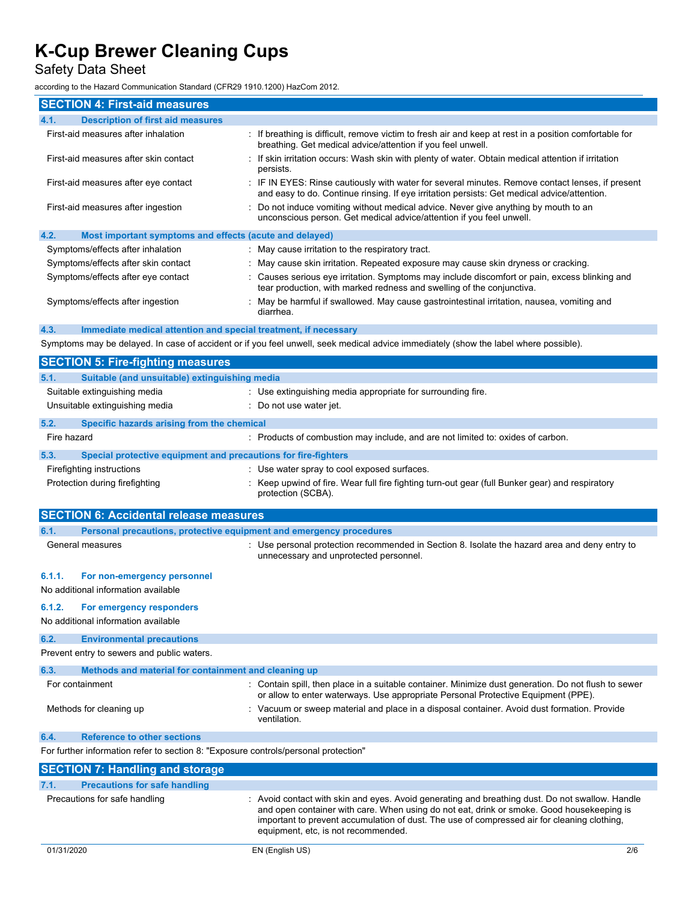## SECTION 4: First-aid measures

### 4.1. Description of first aid measures

| | |
|---|---|
| First-aid measures after inhalation | : If breathing is difficult, remove victim to fresh air and keep at rest in a position comfortable for breathing. Get medical advice/attention if you feel unwell. |
| First-aid measures after skin contact | : If skin irritation occurs: Wash skin with plenty of water. Obtain medical attention if irritation persists. |
| First-aid measures after eye contact | : IF IN EYES: Rinse cautiously with water for several minutes. Remove contact lenses, if present and easy to do. Continue rinsing. If eye irritation persists: Get medical advice/attention. |
| First-aid measures after ingestion | : Do not induce vomiting without medical advice. Never give anything by mouth to an unconscious person. Get medical advice/attention if you feel unwell. |

### 4.2. Most important symptoms and effects (acute and delayed)

| | |
|---|---|
| Symptoms/effects after inhalation | : May cause irritation to the respiratory tract. |
| Symptoms/effects after skin contact | : May cause skin irritation. Repeated exposure may cause skin dryness or cracking. |
| Symptoms/effects after eye contact | : Causes serious eye irritation. Symptoms may include discomfort or pain, excess blinking and tear production, with marked redness and swelling of the conjunctiva. |
| Symptoms/effects after ingestion | : May be harmful if swallowed. May cause gastrointestinal irritation, nausea, vomiting and diarrhea. |

### 4.3. Immediate medical attention and special treatment, if necessary

Symptoms may be delayed. In case of accident or if you feel unwell, seek medical advice immediately (show the label where possible).

## SECTION 5: Fire-fighting measures

### 5.1. Suitable (and unsuitable) extinguishing media

| | |
|---|---|
| Suitable extinguishing media | : Use extinguishing media appropriate for surrounding fire. |
| Unsuitable extinguishing media | : Do not use water jet. |

### 5.2. Specific hazards arising from the chemical

| | |
|---|---|
| Fire hazard | : Products of combustion may include, and are not limited to: oxides of carbon. |

### 5.3. Special protective equipment and precautions for fire-fighters

| | |
|---|---|
| Firefighting instructions | : Use water spray to cool exposed surfaces. |
| Protection during firefighting | : Keep upwind of fire. Wear full fire fighting turn-out gear (full Bunker gear) and respiratory protection (SCBA). |

## SECTION 6: Accidental release measures

### 6.1. Personal precautions, protective equipment and emergency procedures

| | |
|---|---|
| General measures | : Use personal protection recommended in Section 8. Isolate the hazard area and deny entry to unnecessary and unprotected personnel. |

#### 6.1.1. For non-emergency personnel

No additional information available

#### 6.1.2. For emergency responders

No additional information available

### 6.2. Environmental precautions

Prevent entry to sewers and public waters.

### 6.3. Methods and material for containment and cleaning up

| | |
|---|---|
| For containment | : Contain spill, then place in a suitable container. Minimize dust generation. Do not flush to sewer or allow to enter waterways. Use appropriate Personal Protective Equipment (PPE). |
| Methods for cleaning up | : Vacuum or sweep material and place in a disposal container. Avoid dust formation. Provide ventilation. |

### 6.4. Reference to other sections

For further information refer to section 8: "Exposure controls/personal protection"

## SECTION 7: Handling and storage

### 7.1. Precautions for safe handling

| | |
|---|---|
| Precautions for safe handling | : Avoid contact with skin and eyes. Avoid generating and breathing dust. Do not swallow. Handle and open container with care. When using do not eat, drink or smoke. Good housekeeping is important to prevent accumulation of dust. The use of compressed air for cleaning clothing, equipment, etc, is not recommended. |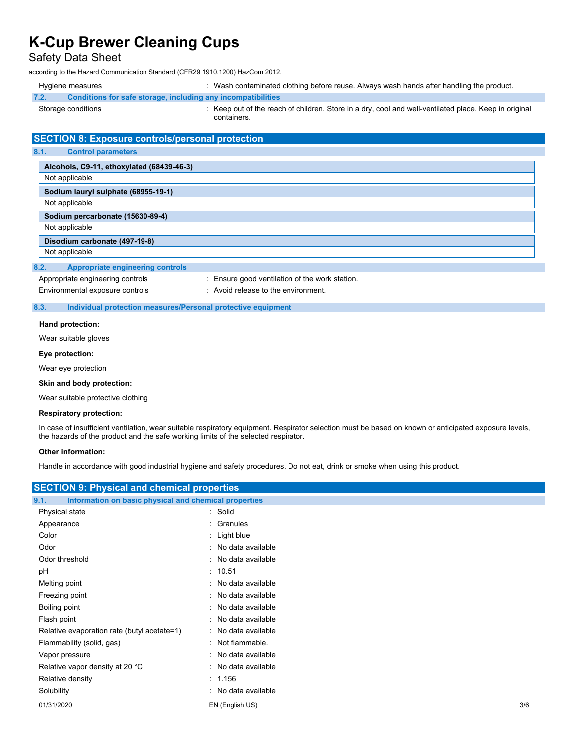| | |
|---|---|
| Hygiene measures | : Wash contaminated clothing before reuse. Always wash hands after handling the product. |

### 7.2. Conditions for safe storage, including any incompatibilities

| | |
|---|---|
| Storage conditions | : Keep out of the reach of children. Store in a dry, cool and well-ventilated place. Keep in original containers. |

## SECTION 8: Exposure controls/personal protection

### 8.1. Control parameters

| **Alcohols, C9-11, ethoxylated (68439-46-3)** |
|---|
| Not applicable |

| **Sodium lauryl sulphate (68955-19-1)** |
|---|
| Not applicable |

| **Sodium percarbonate (15630-89-4)** |
|---|
| Not applicable |

| **Disodium carbonate (497-19-8)** |
|---|
| Not applicable |

### 8.2. Appropriate engineering controls

| | |
|---|---|
| Appropriate engineering controls | : Ensure good ventilation of the work station. |
| Environmental exposure controls | : Avoid release to the environment. |

### 8.3. Individual protection measures/Personal protective equipment

**Hand protection:**

Wear suitable gloves

**Eye protection:**

Wear eye protection

**Skin and body protection:**

Wear suitable protective clothing

**Respiratory protection:**

In case of insufficient ventilation, wear suitable respiratory equipment. Respirator selection must be based on known or anticipated exposure levels, the hazards of the product and the safe working limits of the selected respirator.

**Other information:**

Handle in accordance with good industrial hygiene and safety procedures. Do not eat, drink or smoke when using this product.

## SECTION 9: Physical and chemical properties

### 9.1. Information on basic physical and chemical properties

| | |
|---|---|
| Physical state | : Solid |
| Appearance | : Granules |
| Color | : Light blue |
| Odor | : No data available |
| Odor threshold | : No data available |
| pH | : 10.51 |
| Melting point | : No data available |
| Freezing point | : No data available |
| Boiling point | : No data available |
| Flash point | : No data available |
| Relative evaporation rate (butyl acetate=1) | : No data available |
| Flammability (solid, gas) | : Not flammable. |
| Vapor pressure | : No data available |
| Relative vapor density at 20 °C | : No data available |
| Relative density | : 1.156 |
| Solubility | : No data available |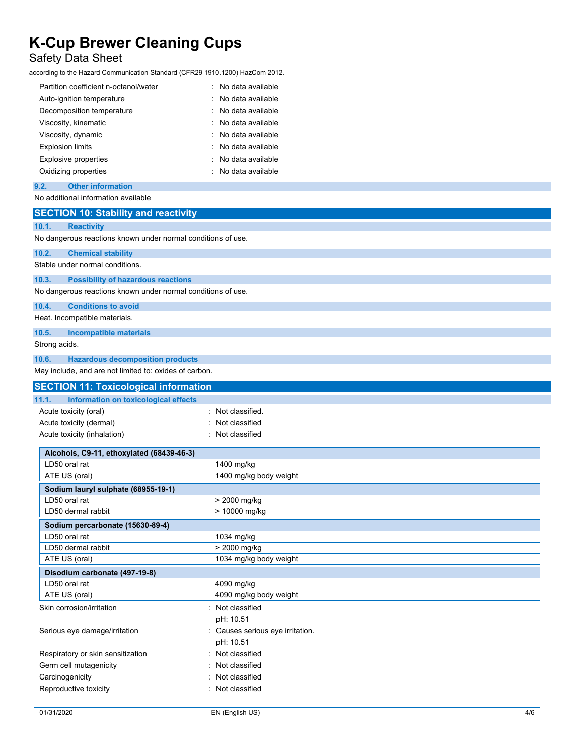| | |
|---|---|
| Partition coefficient n-octanol/water | : No data available |
| Auto-ignition temperature | : No data available |
| Decomposition temperature | : No data available |
| Viscosity, kinematic | : No data available |
| Viscosity, dynamic | : No data available |
| Explosion limits | : No data available |
| Explosive properties | : No data available |
| Oxidizing properties | : No data available |

### 9.2. Other information

No additional information available

## SECTION 10: Stability and reactivity

### 10.1. Reactivity

No dangerous reactions known under normal conditions of use.

### 10.2. Chemical stability

Stable under normal conditions.

### 10.3. Possibility of hazardous reactions

No dangerous reactions known under normal conditions of use.

### 10.4. Conditions to avoid

Heat. Incompatible materials.

### 10.5. Incompatible materials

Strong acids.

### 10.6. Hazardous decomposition products

May include, and are not limited to: oxides of carbon.

## SECTION 11: Toxicological information

### 11.1. Information on toxicological effects

| | |
|---|---|
| Acute toxicity (oral) | : Not classified. |
| Acute toxicity (dermal) | : Not classified |
| Acute toxicity (inhalation) | : Not classified |

| **Alcohols, C9-11, ethoxylated (68439-46-3)** | |
|---|---|
| LD50 oral rat | 1400 mg/kg |
| ATE US (oral) | 1400 mg/kg body weight |
| **Sodium lauryl sulphate (68955-19-1)** | |
| LD50 oral rat | > 2000 mg/kg |
| LD50 dermal rabbit | > 10000 mg/kg |
| **Sodium percarbonate (15630-89-4)** | |
| LD50 oral rat | 1034 mg/kg |
| LD50 dermal rabbit | > 2000 mg/kg |
| ATE US (oral) | 1034 mg/kg body weight |
| **Disodium carbonate (497-19-8)** | |
| LD50 oral rat | 4090 mg/kg |
| ATE US (oral) | 4090 mg/kg body weight |

| | |
|---|---|
| Skin corrosion/irritation | : Not classified<br>pH: 10.51 |
| Serious eye damage/irritation | : Causes serious eye irritation.<br>pH: 10.51 |
| Respiratory or skin sensitization | : Not classified |
| Germ cell mutagenicity | : Not classified |
| Carcinogenicity | : Not classified |
| Reproductive toxicity | : Not classified |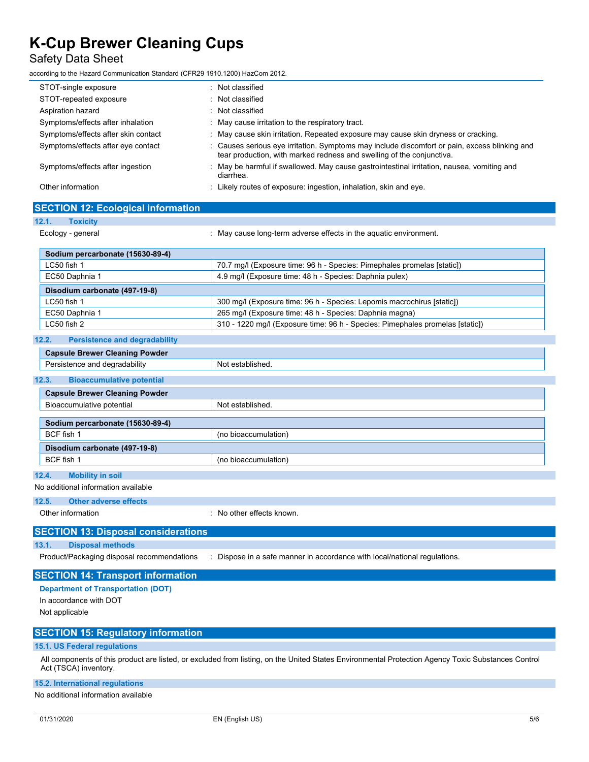| | |
|---|---|
| STOT-single exposure | : Not classified |
| STOT-repeated exposure | : Not classified |
| Aspiration hazard | : Not classified |
| Symptoms/effects after inhalation | : May cause irritation to the respiratory tract. |
| Symptoms/effects after skin contact | : May cause skin irritation. Repeated exposure may cause skin dryness or cracking. |
| Symptoms/effects after eye contact | : Causes serious eye irritation. Symptoms may include discomfort or pain, excess blinking and tear production, with marked redness and swelling of the conjunctiva. |
| Symptoms/effects after ingestion | : May be harmful if swallowed. May cause gastrointestinal irritation, nausea, vomiting and diarrhea. |
| Other information | : Likely routes of exposure: ingestion, inhalation, skin and eye. |

## SECTION 12: Ecological information

### 12.1. Toxicity

Ecology - general : May cause long-term adverse effects in the aquatic environment.

| Sodium percarbonate (15630-89-4) | |
|---|---|
| LC50 fish 1 | 70.7 mg/l (Exposure time: 96 h - Species: Pimephales promelas [static]) |
| EC50 Daphnia 1 | 4.9 mg/l (Exposure time: 48 h - Species: Daphnia pulex) |
| **Disodium carbonate (497-19-8)** | |
| LC50 fish 1 | 300 mg/l (Exposure time: 96 h - Species: Lepomis macrochirus [static]) |
| EC50 Daphnia 1 | 265 mg/l (Exposure time: 48 h - Species: Daphnia magna) |
| LC50 fish 2 | 310 - 1220 mg/l (Exposure time: 96 h - Species: Pimephales promelas [static]) |

### 12.2. Persistence and degradability

| Capsule Brewer Cleaning Powder | |
|---|---|
| Persistence and degradability | Not established. |

### 12.3. Bioaccumulative potential

| Capsule Brewer Cleaning Powder | |
|---|---|
| Bioaccumulative potential | Not established. |

| Sodium percarbonate (15630-89-4) | |
|---|---|
| BCF fish 1 | (no bioaccumulation) |
| **Disodium carbonate (497-19-8)** | |
| BCF fish 1 | (no bioaccumulation) |

### 12.4. Mobility in soil

No additional information available

### 12.5. Other adverse effects

Other information : No other effects known.

## SECTION 13: Disposal considerations

### 13.1. Disposal methods

Product/Packaging disposal recommendations : Dispose in a safe manner in accordance with local/national regulations.

## SECTION 14: Transport information

**Department of Transportation (DOT)**

In accordance with DOT

Not applicable

## SECTION 15: Regulatory information

### 15.1. US Federal regulations

All components of this product are listed, or excluded from listing, on the United States Environmental Protection Agency Toxic Substances Control Act (TSCA) inventory.

### 15.2. International regulations

No additional information available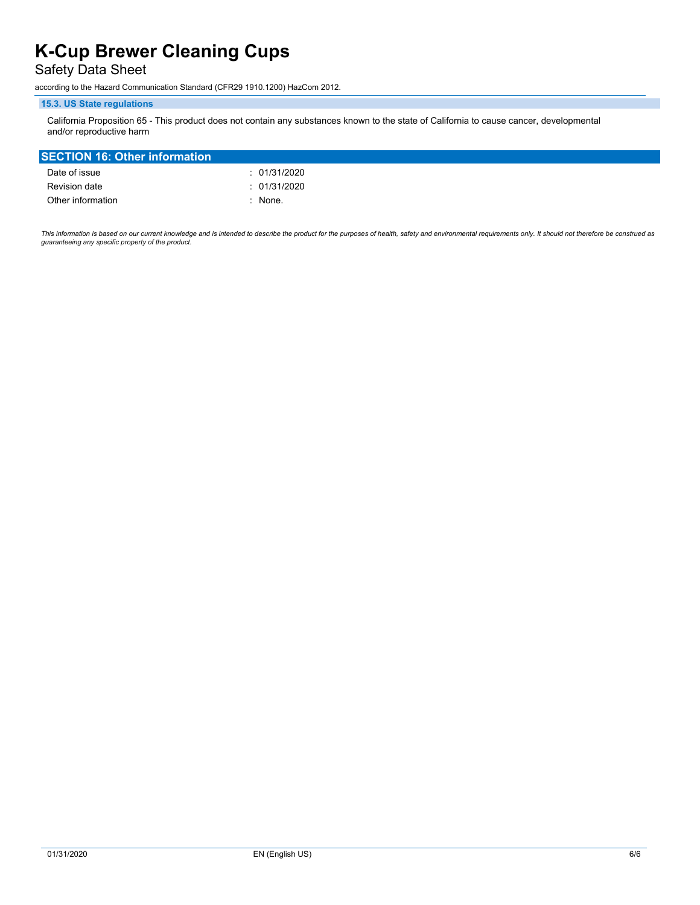### 15.3. US State regulations

California Proposition 65 - This product does not contain any substances known to the state of California to cause cancer, developmental and/or reproductive harm

## SECTION 16: Other information

| | |
|---|---|
| Date of issue | : 01/31/2020 |
| Revision date | : 01/31/2020 |
| Other information | : None. |

*This information is based on our current knowledge and is intended to describe the product for the purposes of health, safety and environmental requirements only. It should not therefore be construed as guaranteeing any specific property of the product.*